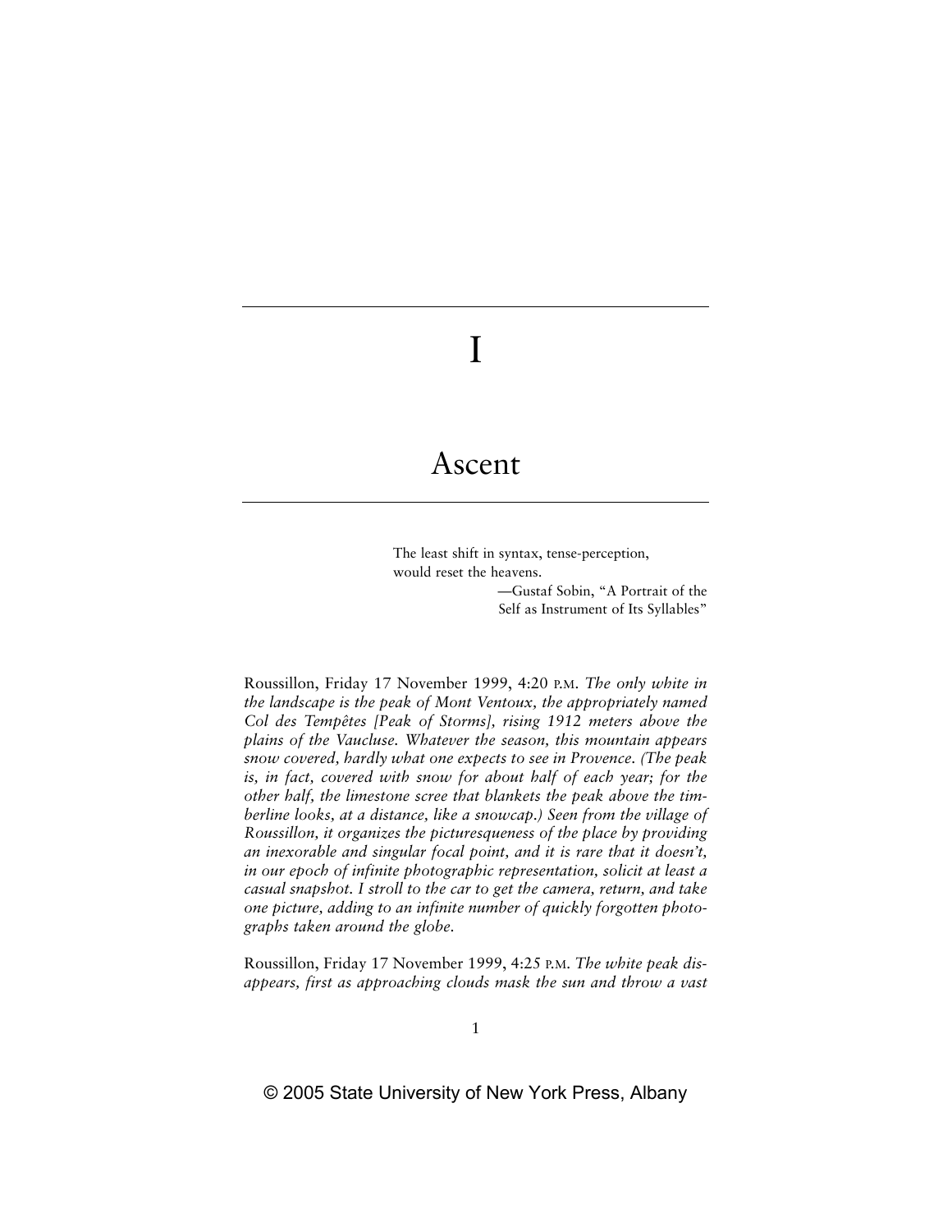# I

# Ascent

> The least shift in syntax, tense-perception,
> would reset the heavens.
>
> —Gustaf Sobin, "A Portrait of the Self as Instrument of Its Syllables"

Roussillon, Friday 17 November 1999, 4:20 P.M. *The only white in the landscape is the peak of Mont Ventoux, the appropriately named Col des Tempêtes [Peak of Storms], rising 1912 meters above the plains of the Vaucluse. Whatever the season, this mountain appears snow covered, hardly what one expects to see in Provence. (The peak is, in fact, covered with snow for about half of each year; for the other half, the limestone scree that blankets the peak above the timberline looks, at a distance, like a snowcap.) Seen from the village of Roussillon, it organizes the picturesqueness of the place by providing an inexorable and singular focal point, and it is rare that it doesn't, in our epoch of infinite photographic representation, solicit at least a casual snapshot. I stroll to the car to get the camera, return, and take one picture, adding to an infinite number of quickly forgotten photographs taken around the globe.*

Roussillon, Friday 17 November 1999, 4:25 P.M. *The white peak disappears, first as approaching clouds mask the sun and throw a vast*

© 2005 State University of New York Press, Albany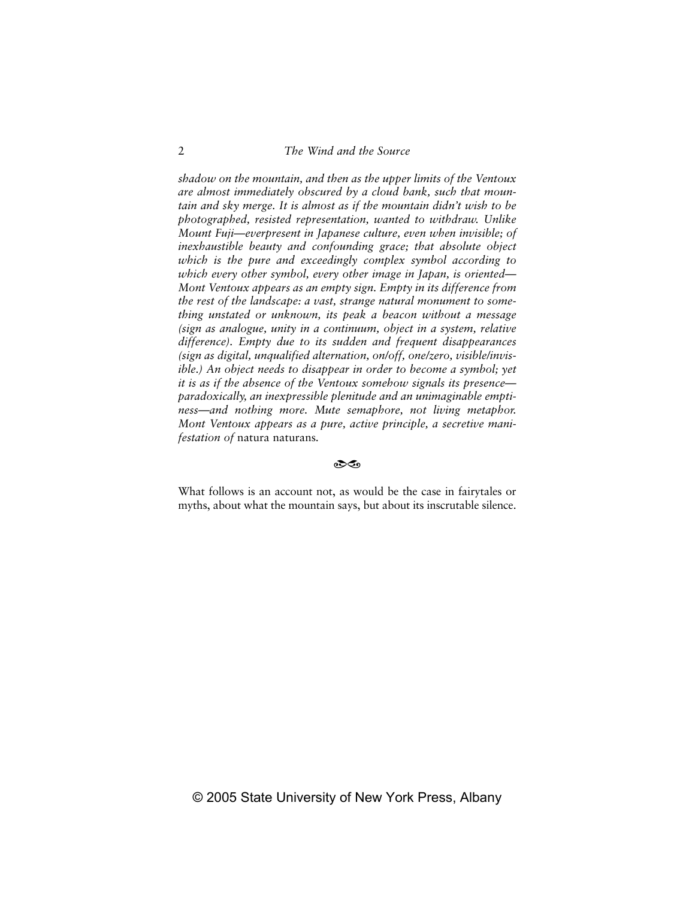*shadow on the mountain, and then as the upper limits of the Ventoux are almost immediately obscured by a cloud bank, such that mountain and sky merge. It is almost as if the mountain didn't wish to be photographed, resisted representation, wanted to withdraw. Unlike Mount Fuji—everpresent in Japanese culture, even when invisible; of inexhaustible beauty and confounding grace; that absolute object which is the pure and exceedingly complex symbol according to which every other symbol, every other image in Japan, is oriented—Mont Ventoux appears as an empty sign. Empty in its difference from the rest of the landscape: a vast, strange natural monument to something unstated or unknown, its peak a beacon without a message (sign as analogue, unity in a continuum, object in a system, relative difference). Empty due to its sudden and frequent disappearances (sign as digital, unqualified alternation, on/off, one/zero, visible/invisible.) An object needs to disappear in order to become a symbol; yet it is as if the absence of the Ventoux somehow signals its presence—paradoxically, an inexpressible plenitude and an unimaginable emptiness—and nothing more. Mute semaphore, not living metaphor. Mont Ventoux appears as a pure, active principle, a secretive manifestation of* natura naturans*.*

❧

What follows is an account not, as would be the case in fairytales or myths, about what the mountain says, but about its inscrutable silence.

© 2005 State University of New York Press, Albany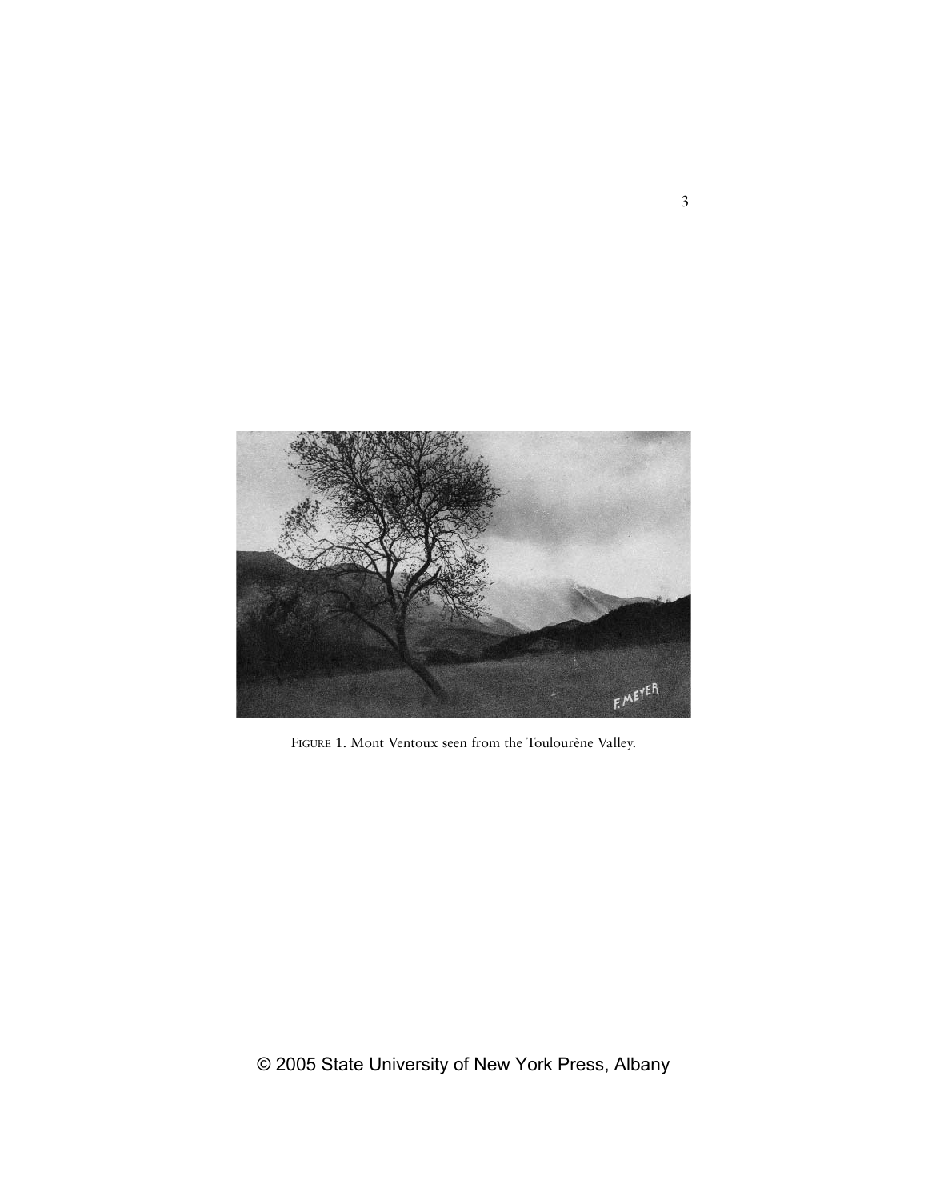FIGURE 1. Mont Ventoux seen from the Toulourène Valley.

© 2005 State University of New York Press, Albany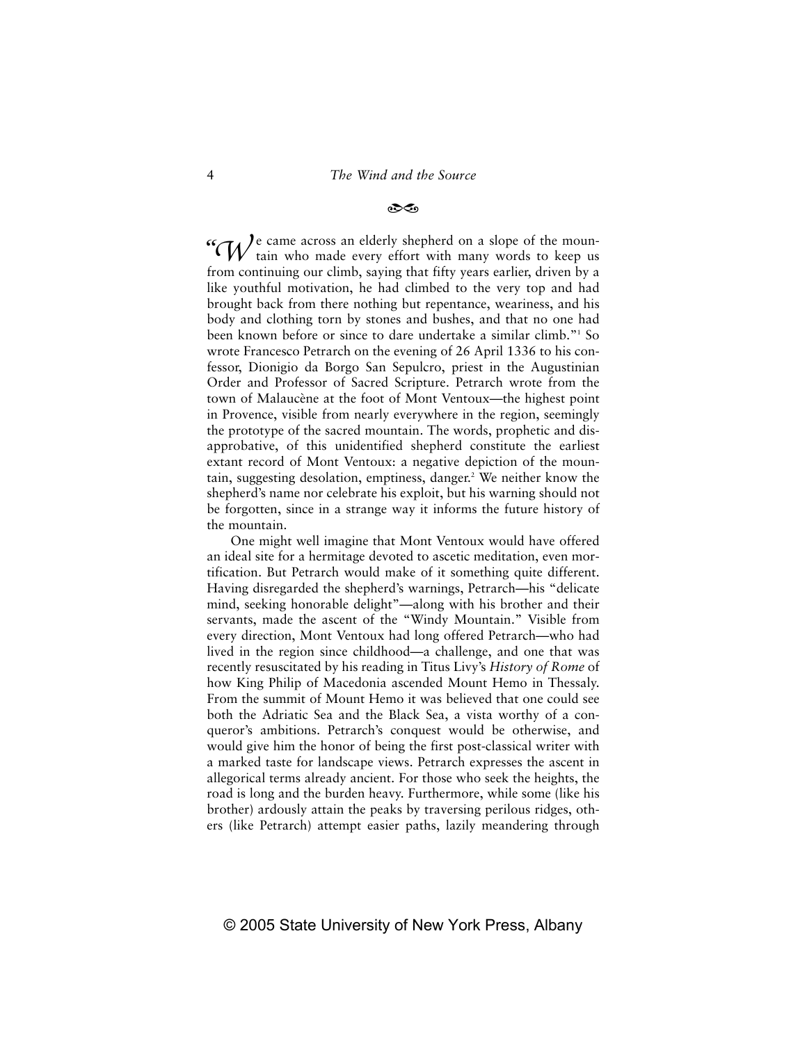"We came across an elderly shepherd on a slope of the mountain who made every effort with many words to keep us from continuing our climb, saying that fifty years earlier, driven by a like youthful motivation, he had climbed to the very top and had brought back from there nothing but repentance, weariness, and his body and clothing torn by stones and bushes, and that no one had been known before or since to dare undertake a similar climb."[1] So wrote Francesco Petrarch on the evening of 26 April 1336 to his confessor, Dionigio da Borgo San Sepulcro, priest in the Augustinian Order and Professor of Sacred Scripture. Petrarch wrote from the town of Malaucène at the foot of Mont Ventoux—the highest point in Provence, visible from nearly everywhere in the region, seemingly the prototype of the sacred mountain. The words, prophetic and disapprobative, of this unidentified shepherd constitute the earliest extant record of Mont Ventoux: a negative depiction of the mountain, suggesting desolation, emptiness, danger.[2] We neither know the shepherd's name nor celebrate his exploit, but his warning should not be forgotten, since in a strange way it informs the future history of the mountain.

One might well imagine that Mont Ventoux would have offered an ideal site for a hermitage devoted to ascetic meditation, even mortification. But Petrarch would make of it something quite different. Having disregarded the shepherd's warnings, Petrarch—his "delicate mind, seeking honorable delight"—along with his brother and their servants, made the ascent of the "Windy Mountain." Visible from every direction, Mont Ventoux had long offered Petrarch—who had lived in the region since childhood—a challenge, and one that was recently resuscitated by his reading in Titus Livy's *History of Rome* of how King Philip of Macedonia ascended Mount Hemo in Thessaly. From the summit of Mount Hemo it was believed that one could see both the Adriatic Sea and the Black Sea, a vista worthy of a conqueror's ambitions. Petrarch's conquest would be otherwise, and would give him the honor of being the first post-classical writer with a marked taste for landscape views. Petrarch expresses the ascent in allegorical terms already ancient. For those who seek the heights, the road is long and the burden heavy. Furthermore, while some (like his brother) ardously attain the peaks by traversing perilous ridges, others (like Petrarch) attempt easier paths, lazily meandering through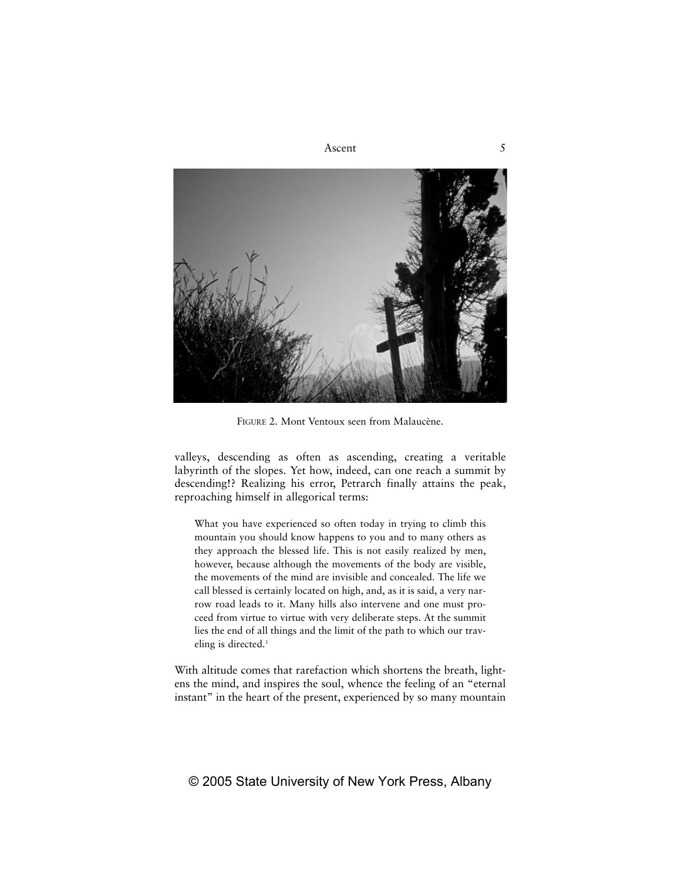FIGURE 2. Mont Ventoux seen from Malaucène.

valleys, descending as often as ascending, creating a veritable labyrinth of the slopes. Yet how, indeed, can one reach a summit by descending!? Realizing his error, Petrarch finally attains the peak, reproaching himself in allegorical terms:

> What you have experienced so often today in trying to climb this mountain you should know happens to you and to many others as they approach the blessed life. This is not easily realized by men, however, because although the movements of the body are visible, the movements of the mind are invisible and concealed. The life we call blessed is certainly located on high, and, as it is said, a very narrow road leads to it. Many hills also intervene and one must proceed from virtue to virtue with very deliberate steps. At the summit lies the end of all things and the limit of the path to which our traveling is directed.[3]

With altitude comes that rarefaction which shortens the breath, lightens the mind, and inspires the soul, whence the feeling of an "eternal instant" in the heart of the present, experienced by so many mountain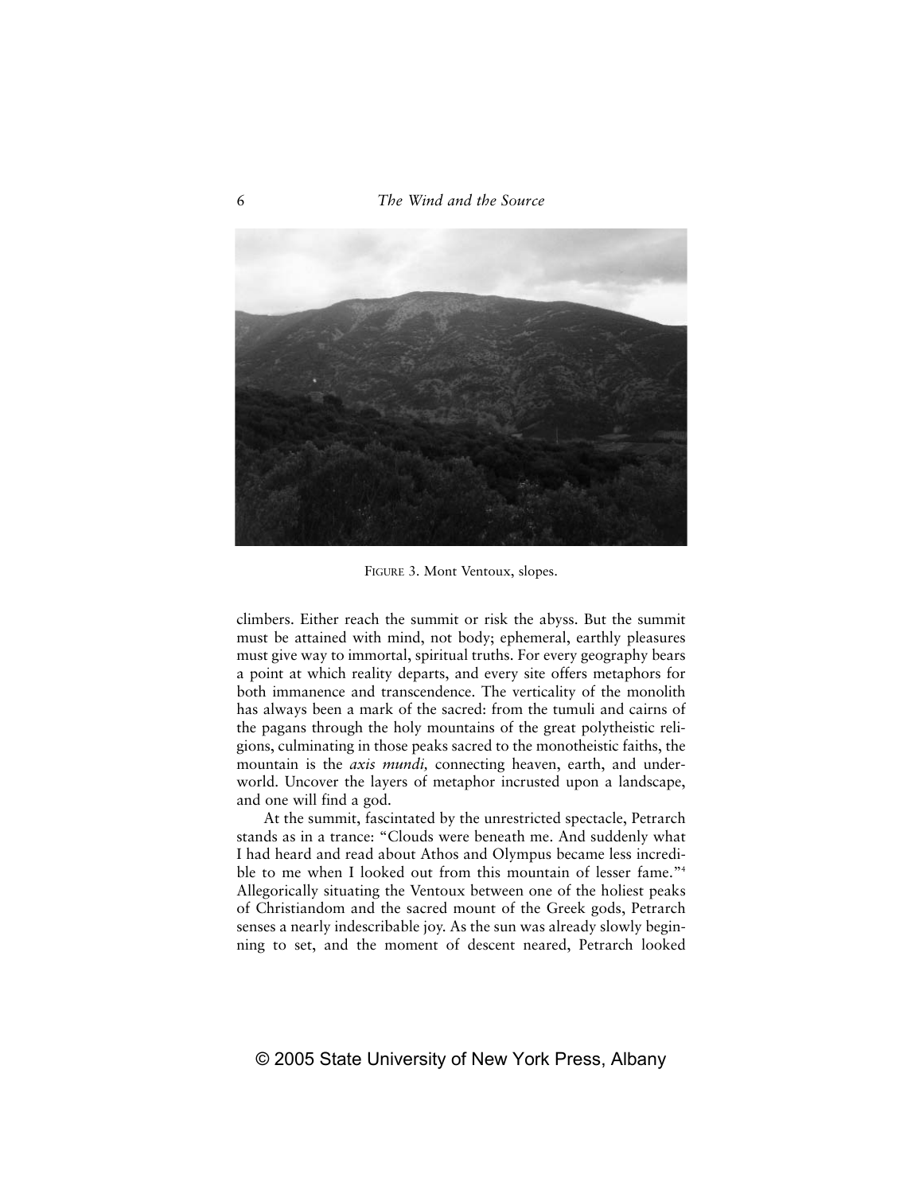FIGURE 3. Mont Ventoux, slopes.

climbers. Either reach the summit or risk the abyss. But the summit must be attained with mind, not body; ephemeral, earthly pleasures must give way to immortal, spiritual truths. For every geography bears a point at which reality departs, and every site offers metaphors for both immanence and transcendence. The verticality of the monolith has always been a mark of the sacred: from the tumuli and cairns of the pagans through the holy mountains of the great polytheistic religions, culminating in those peaks sacred to the monotheistic faiths, the mountain is the *axis mundi,* connecting heaven, earth, and underworld. Uncover the layers of metaphor incrusted upon a landscape, and one will find a god.

At the summit, fascintated by the unrestricted spectacle, Petrarch stands as in a trance: "Clouds were beneath me. And suddenly what I had heard and read about Athos and Olympus became less incredible to me when I looked out from this mountain of lesser fame."[4] Allegorically situating the Ventoux between one of the holiest peaks of Christiandom and the sacred mount of the Greek gods, Petrarch senses a nearly indescribable joy. As the sun was already slowly beginning to set, and the moment of descent neared, Petrarch looked

© 2005 State University of New York Press, Albany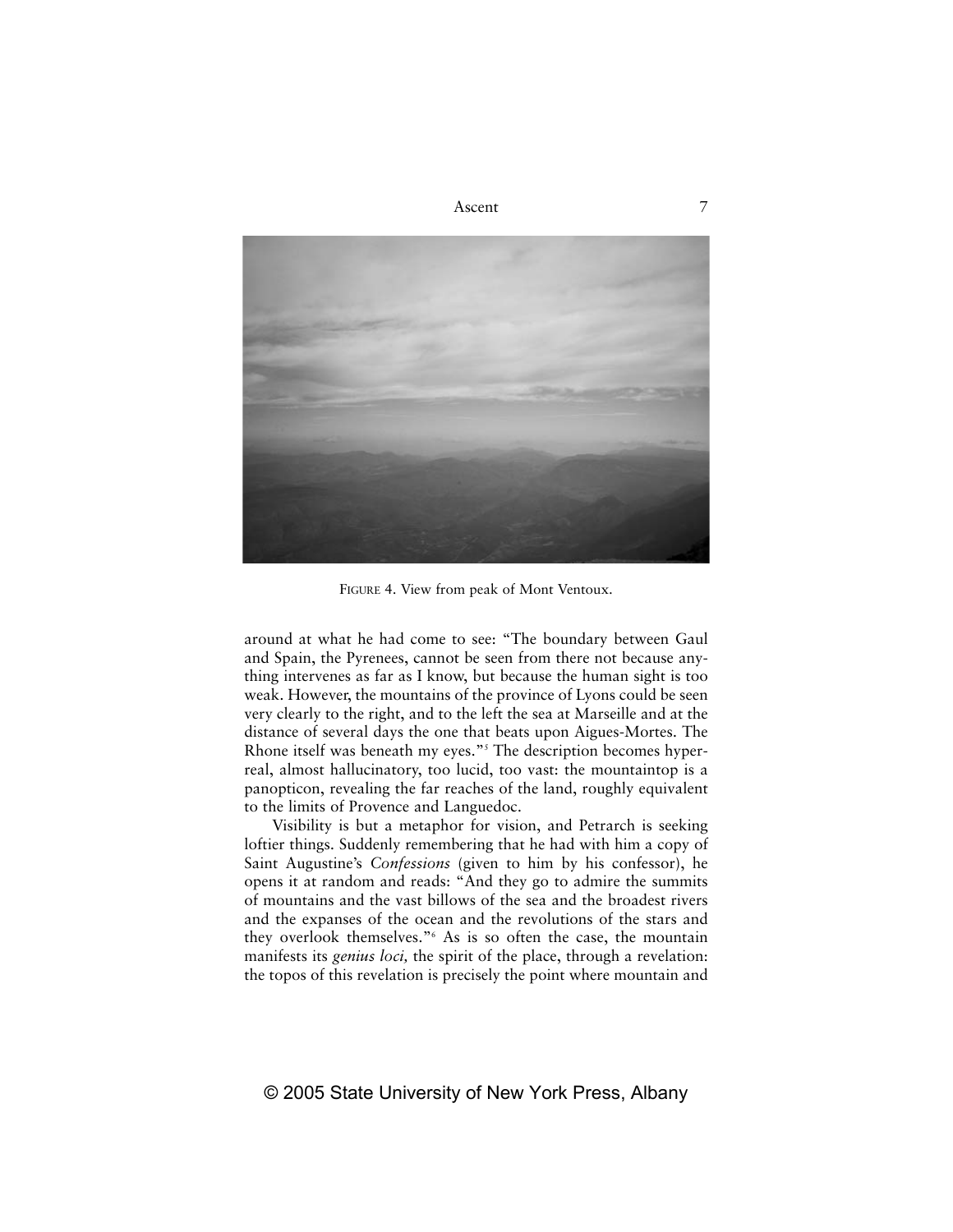FIGURE 4. View from peak of Mont Ventoux.

around at what he had come to see: "The boundary between Gaul and Spain, the Pyrenees, cannot be seen from there not because anything intervenes as far as I know, but because the human sight is too weak. However, the mountains of the province of Lyons could be seen very clearly to the right, and to the left the sea at Marseille and at the distance of several days the one that beats upon Aigues-Mortes. The Rhone itself was beneath my eyes."[5] The description becomes hyperreal, almost hallucinatory, too lucid, too vast: the mountaintop is a panopticon, revealing the far reaches of the land, roughly equivalent to the limits of Provence and Languedoc.

Visibility is but a metaphor for vision, and Petrarch is seeking loftier things. Suddenly remembering that he had with him a copy of Saint Augustine's *Confessions* (given to him by his confessor), he opens it at random and reads: "And they go to admire the summits of mountains and the vast billows of the sea and the broadest rivers and the expanses of the ocean and the revolutions of the stars and they overlook themselves."[6] As is so often the case, the mountain manifests its *genius loci,* the spirit of the place, through a revelation: the topos of this revelation is precisely the point where mountain and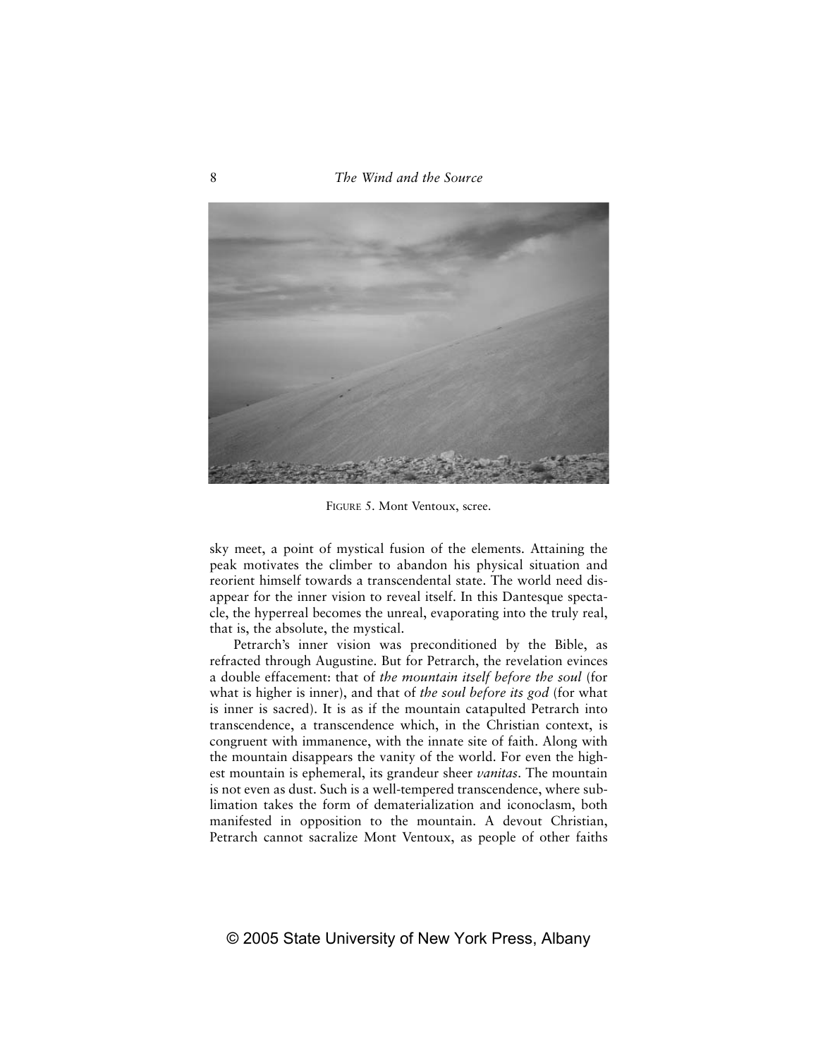FIGURE 5. Mont Ventoux, scree.

sky meet, a point of mystical fusion of the elements. Attaining the peak motivates the climber to abandon his physical situation and reorient himself towards a transcendental state. The world need disappear for the inner vision to reveal itself. In this Dantesque spectacle, the hyperreal becomes the unreal, evaporating into the truly real, that is, the absolute, the mystical.

Petrarch's inner vision was preconditioned by the Bible, as refracted through Augustine. But for Petrarch, the revelation evinces a double effacement: that of *the mountain itself before the soul* (for what is higher is inner), and that of *the soul before its god* (for what is inner is sacred). It is as if the mountain catapulted Petrarch into transcendence, a transcendence which, in the Christian context, is congruent with immanence, with the innate site of faith. Along with the mountain disappears the vanity of the world. For even the highest mountain is ephemeral, its grandeur sheer *vanitas*. The mountain is not even as dust. Such is a well-tempered transcendence, where sublimation takes the form of dematerialization and iconoclasm, both manifested in opposition to the mountain. A devout Christian, Petrarch cannot sacralize Mont Ventoux, as people of other faiths

© 2005 State University of New York Press, Albany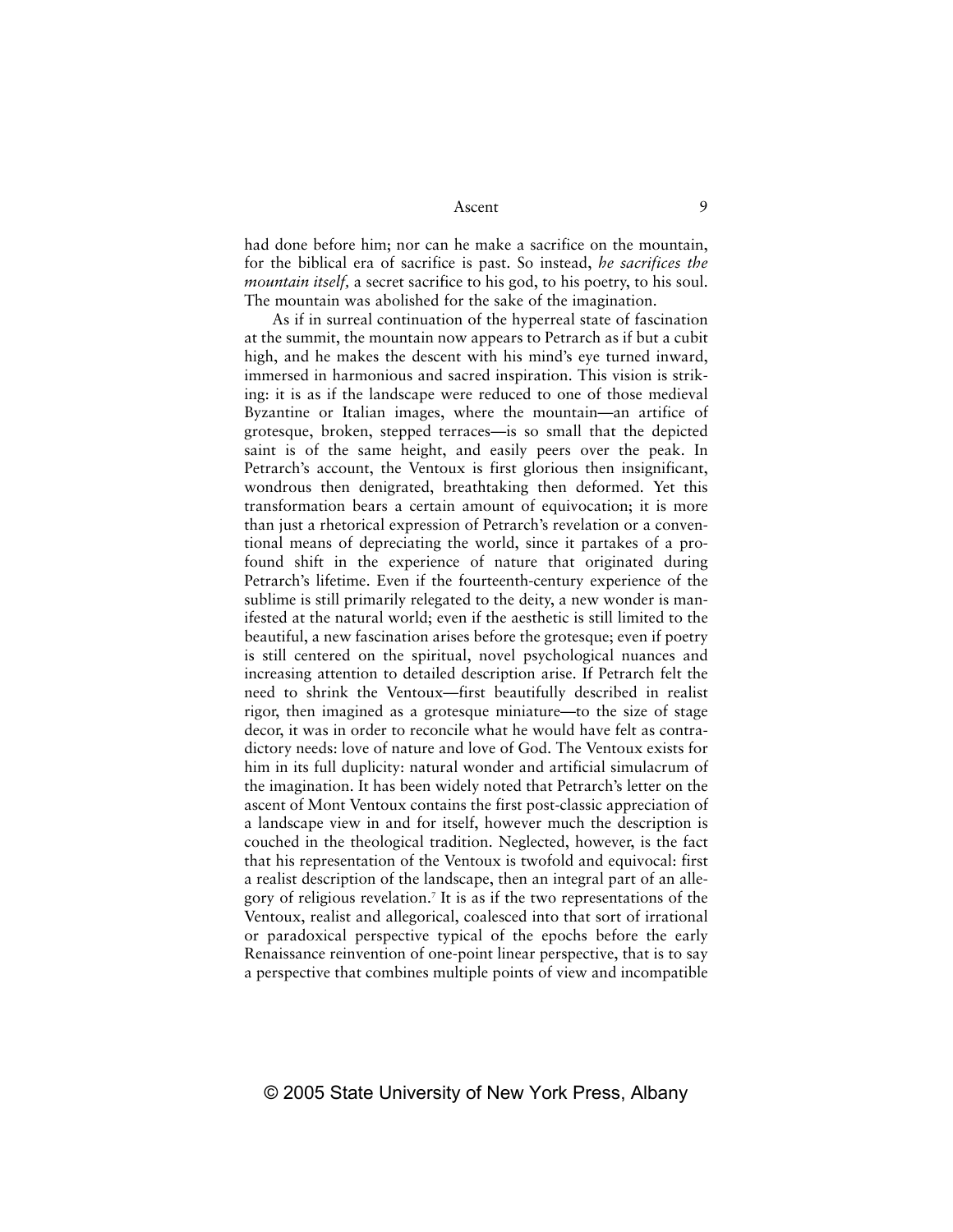had done before him; nor can he make a sacrifice on the mountain, for the biblical era of sacrifice is past. So instead, *he sacrifices the mountain itself,* a secret sacrifice to his god, to his poetry, to his soul. The mountain was abolished for the sake of the imagination.

As if in surreal continuation of the hyperreal state of fascination at the summit, the mountain now appears to Petrarch as if but a cubit high, and he makes the descent with his mind's eye turned inward, immersed in harmonious and sacred inspiration. This vision is striking: it is as if the landscape were reduced to one of those medieval Byzantine or Italian images, where the mountain—an artifice of grotesque, broken, stepped terraces—is so small that the depicted saint is of the same height, and easily peers over the peak. In Petrarch's account, the Ventoux is first glorious then insignificant, wondrous then denigrated, breathtaking then deformed. Yet this transformation bears a certain amount of equivocation; it is more than just a rhetorical expression of Petrarch's revelation or a conventional means of depreciating the world, since it partakes of a profound shift in the experience of nature that originated during Petrarch's lifetime. Even if the fourteenth-century experience of the sublime is still primarily relegated to the deity, a new wonder is manifested at the natural world; even if the aesthetic is still limited to the beautiful, a new fascination arises before the grotesque; even if poetry is still centered on the spiritual, novel psychological nuances and increasing attention to detailed description arise. If Petrarch felt the need to shrink the Ventoux—first beautifully described in realist rigor, then imagined as a grotesque miniature—to the size of stage decor, it was in order to reconcile what he would have felt as contradictory needs: love of nature and love of God. The Ventoux exists for him in its full duplicity: natural wonder and artificial simulacrum of the imagination. It has been widely noted that Petrarch's letter on the ascent of Mont Ventoux contains the first post-classic appreciation of a landscape view in and for itself, however much the description is couched in the theological tradition. Neglected, however, is the fact that his representation of the Ventoux is twofold and equivocal: first a realist description of the landscape, then an integral part of an allegory of religious revelation.[7] It is as if the two representations of the Ventoux, realist and allegorical, coalesced into that sort of irrational or paradoxical perspective typical of the epochs before the early Renaissance reinvention of one-point linear perspective, that is to say a perspective that combines multiple points of view and incompatible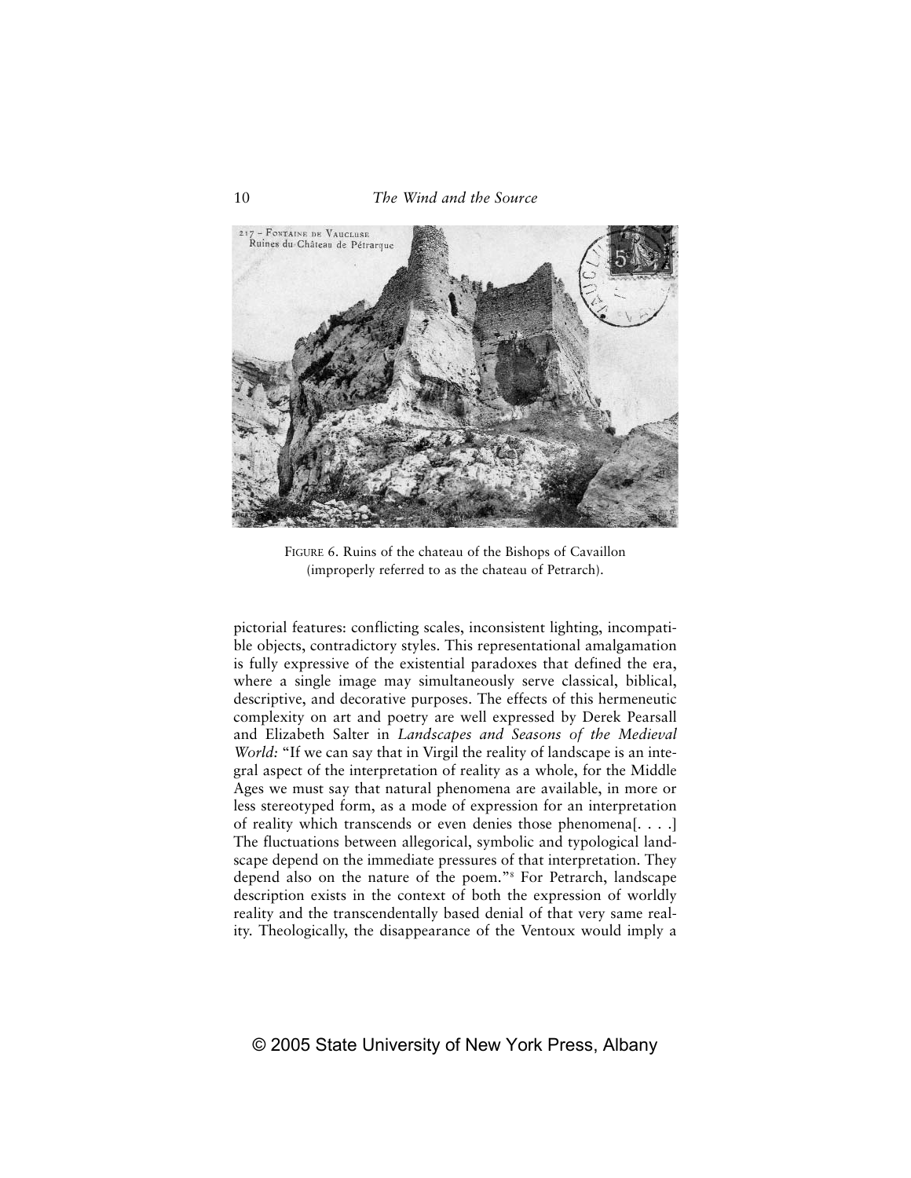FIGURE 6. Ruins of the chateau of the Bishops of Cavaillon (improperly referred to as the chateau of Petrarch).

pictorial features: conflicting scales, inconsistent lighting, incompatible objects, contradictory styles. This representational amalgamation is fully expressive of the existential paradoxes that defined the era, where a single image may simultaneously serve classical, biblical, descriptive, and decorative purposes. The effects of this hermeneutic complexity on art and poetry are well expressed by Derek Pearsall and Elizabeth Salter in *Landscapes and Seasons of the Medieval World:* "If we can say that in Virgil the reality of landscape is an integral aspect of the interpretation of reality as a whole, for the Middle Ages we must say that natural phenomena are available, in more or less stereotyped form, as a mode of expression for an interpretation of reality which transcends or even denies those phenomena[. . . .] The fluctuations between allegorical, symbolic and typological landscape depend on the immediate pressures of that interpretation. They depend also on the nature of the poem."[8] For Petrarch, landscape description exists in the context of both the expression of worldly reality and the transcendentally based denial of that very same reality. Theologically, the disappearance of the Ventoux would imply a

© 2005 State University of New York Press, Albany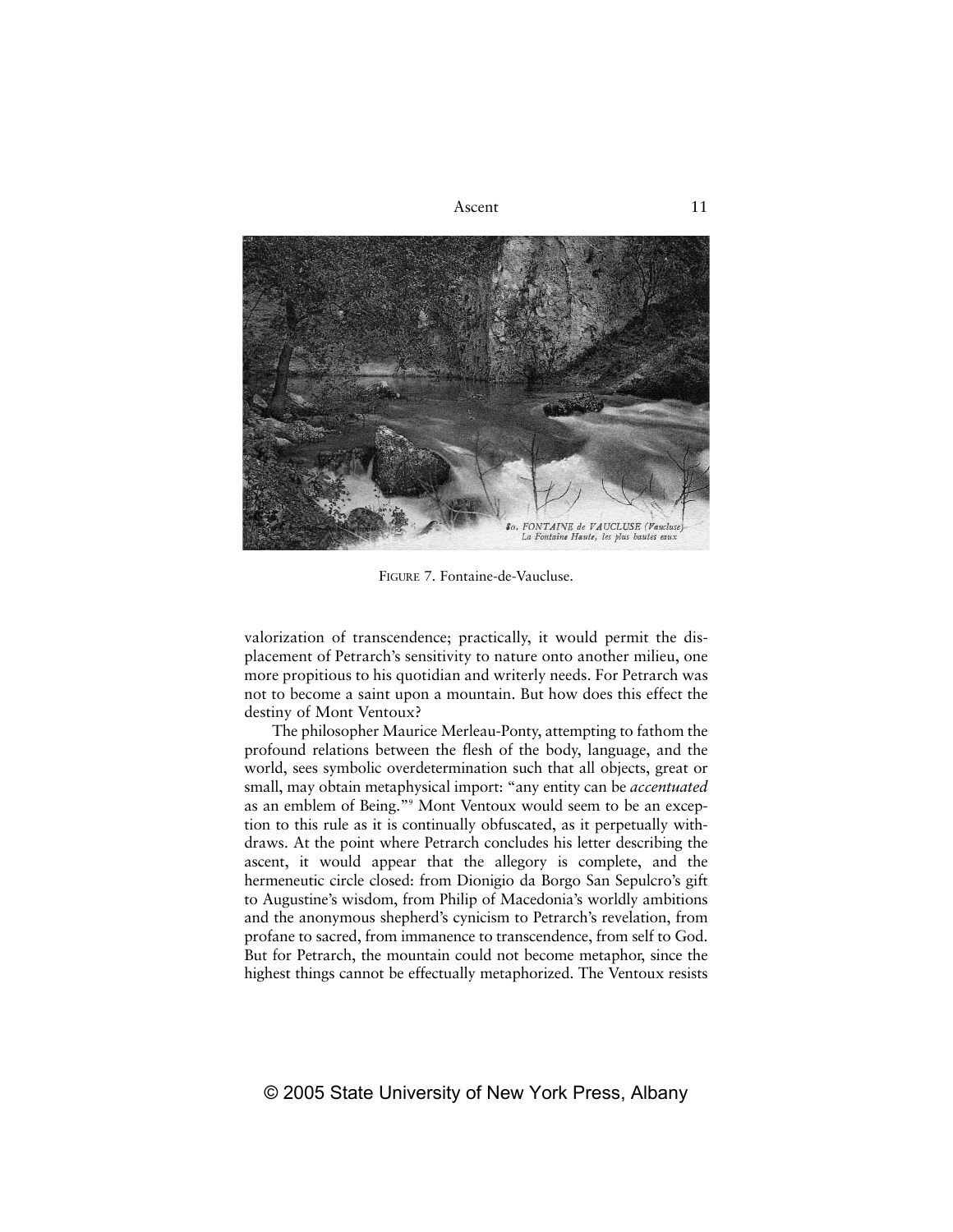FIGURE 7. Fontaine-de-Vaucluse.

valorization of transcendence; practically, it would permit the displacement of Petrarch's sensitivity to nature onto another milieu, one more propitious to his quotidian and writerly needs. For Petrarch was not to become a saint upon a mountain. But how does this effect the destiny of Mont Ventoux?

The philosopher Maurice Merleau-Ponty, attempting to fathom the profound relations between the flesh of the body, language, and the world, sees symbolic overdetermination such that all objects, great or small, may obtain metaphysical import: "any entity can be *accentuated* as an emblem of Being."[9] Mont Ventoux would seem to be an exception to this rule as it is continually obfuscated, as it perpetually withdraws. At the point where Petrarch concludes his letter describing the ascent, it would appear that the allegory is complete, and the hermeneutic circle closed: from Dionigio da Borgo San Sepulcro's gift to Augustine's wisdom, from Philip of Macedonia's worldly ambitions and the anonymous shepherd's cynicism to Petrarch's revelation, from profane to sacred, from immanence to transcendence, from self to God. But for Petrarch, the mountain could not become metaphor, since the highest things cannot be effectually metaphorized. The Ventoux resists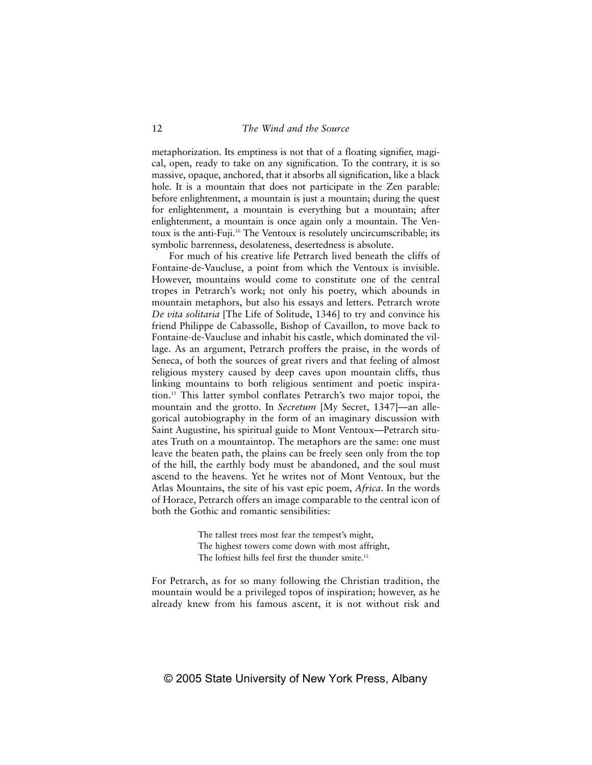metaphorization. Its emptiness is not that of a floating signifier, magical, open, ready to take on any signification. To the contrary, it is so massive, opaque, anchored, that it absorbs all signification, like a black hole. It is a mountain that does not participate in the Zen parable: before enlightenment, a mountain is just a mountain; during the quest for enlightenment, a mountain is everything but a mountain; after enlightenment, a mountain is once again only a mountain. The Ventoux is the anti-Fuji.[10] The Ventoux is resolutely uncircumscribable; its symbolic barrenness, desolateness, desertedness is absolute.

For much of his creative life Petrarch lived beneath the cliffs of Fontaine-de-Vaucluse, a point from which the Ventoux is invisible. However, mountains would come to constitute one of the central tropes in Petrarch's work; not only his poetry, which abounds in mountain metaphors, but also his essays and letters. Petrarch wrote *De vita solitaria* [The Life of Solitude, 1346] to try and convince his friend Philippe de Cabassolle, Bishop of Cavaillon, to move back to Fontaine-de-Vaucluse and inhabit his castle, which dominated the village. As an argument, Petrarch proffers the praise, in the words of Seneca, of both the sources of great rivers and that feeling of almost religious mystery caused by deep caves upon mountain cliffs, thus linking mountains to both religious sentiment and poetic inspiration.[11] This latter symbol conflates Petrarch's two major topoi, the mountain and the grotto. In *Secretum* [My Secret, 1347]—an allegorical autobiography in the form of an imaginary discussion with Saint Augustine, his spiritual guide to Mont Ventoux—Petrarch situates Truth on a mountaintop. The metaphors are the same: one must leave the beaten path, the plains can be freely seen only from the top of the hill, the earthly body must be abandoned, and the soul must ascend to the heavens. Yet he writes not of Mont Ventoux, but the Atlas Mountains, the site of his vast epic poem, *Africa*. In the words of Horace, Petrarch offers an image comparable to the central icon of both the Gothic and romantic sensibilities:

> The tallest trees most fear the tempest's might,
> The highest towers come down with most affright,
> The loftiest hills feel first the thunder smite.[12]

For Petrarch, as for so many following the Christian tradition, the mountain would be a privileged topos of inspiration; however, as he already knew from his famous ascent, it is not without risk and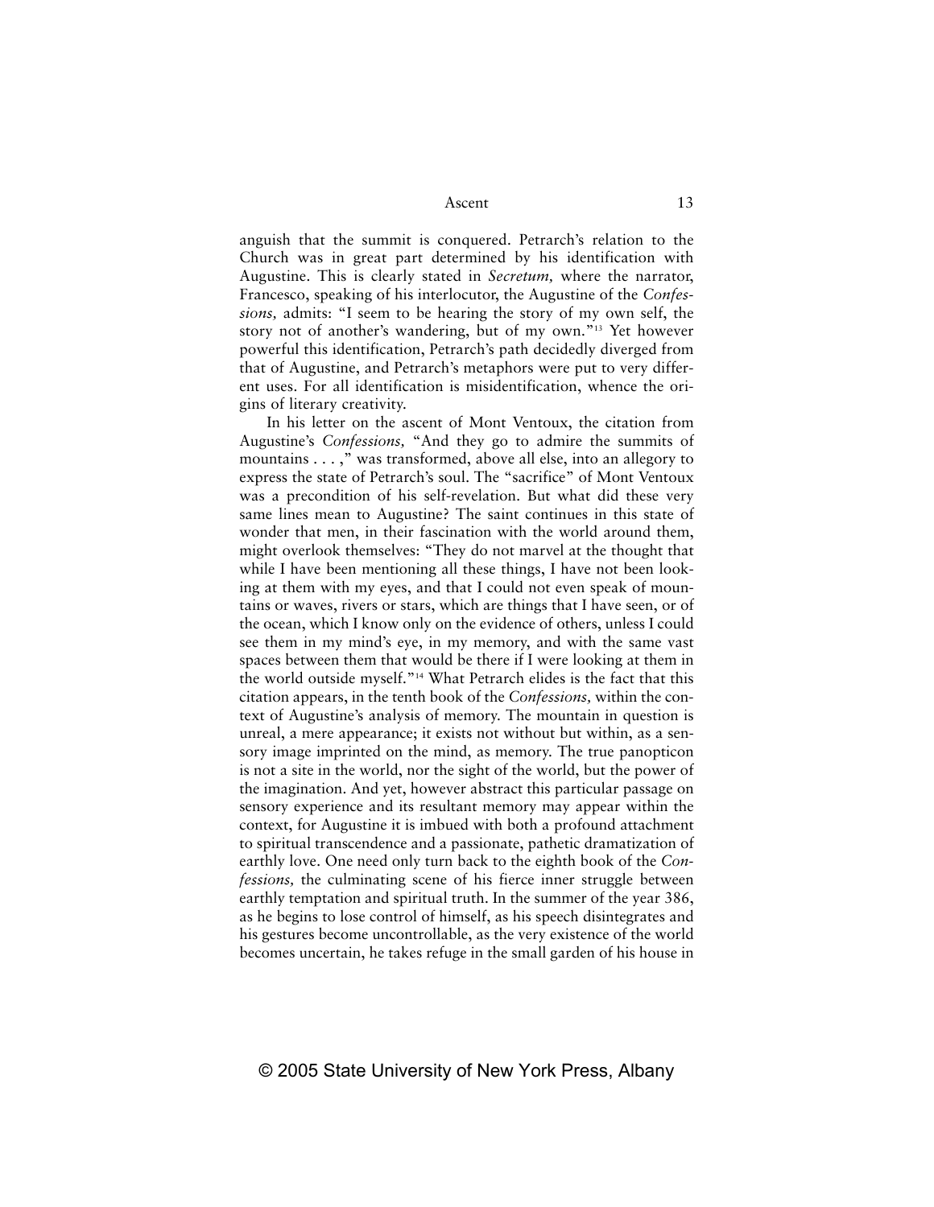anguish that the summit is conquered. Petrarch's relation to the Church was in great part determined by his identification with Augustine. This is clearly stated in *Secretum,* where the narrator, Francesco, speaking of his interlocutor, the Augustine of the *Confessions,* admits: "I seem to be hearing the story of my own self, the story not of another's wandering, but of my own."[13] Yet however powerful this identification, Petrarch's path decidedly diverged from that of Augustine, and Petrarch's metaphors were put to very different uses. For all identification is misidentification, whence the origins of literary creativity.

In his letter on the ascent of Mont Ventoux, the citation from Augustine's *Confessions,* "And they go to admire the summits of mountains . . . ," was transformed, above all else, into an allegory to express the state of Petrarch's soul. The "sacrifice" of Mont Ventoux was a precondition of his self-revelation. But what did these very same lines mean to Augustine? The saint continues in this state of wonder that men, in their fascination with the world around them, might overlook themselves: "They do not marvel at the thought that while I have been mentioning all these things, I have not been looking at them with my eyes, and that I could not even speak of mountains or waves, rivers or stars, which are things that I have seen, or of the ocean, which I know only on the evidence of others, unless I could see them in my mind's eye, in my memory, and with the same vast spaces between them that would be there if I were looking at them in the world outside myself."[14] What Petrarch elides is the fact that this citation appears, in the tenth book of the *Confessions,* within the context of Augustine's analysis of memory. The mountain in question is unreal, a mere appearance; it exists not without but within, as a sensory image imprinted on the mind, as memory. The true panopticon is not a site in the world, nor the sight of the world, but the power of the imagination. And yet, however abstract this particular passage on sensory experience and its resultant memory may appear within the context, for Augustine it is imbued with both a profound attachment to spiritual transcendence and a passionate, pathetic dramatization of earthly love. One need only turn back to the eighth book of the *Confessions,* the culminating scene of his fierce inner struggle between earthly temptation and spiritual truth. In the summer of the year 386, as he begins to lose control of himself, as his speech disintegrates and his gestures become uncontrollable, as the very existence of the world becomes uncertain, he takes refuge in the small garden of his house in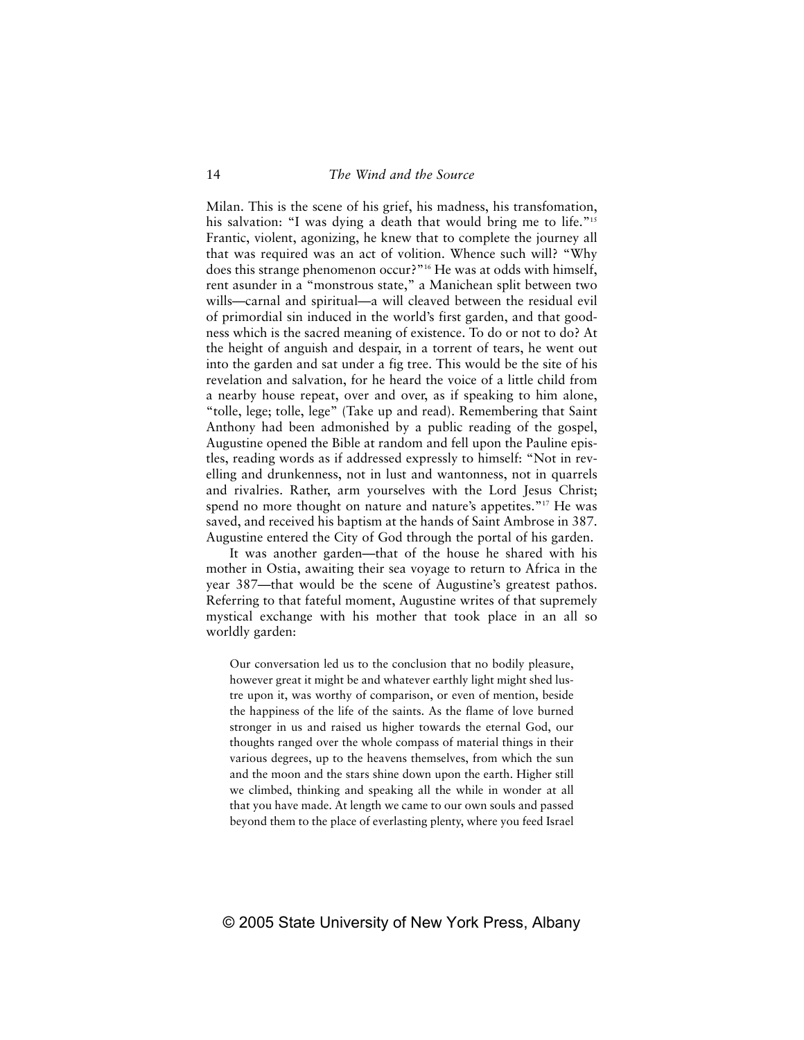Milan. This is the scene of his grief, his madness, his transfomation, his salvation: "I was dying a death that would bring me to life."[15] Frantic, violent, agonizing, he knew that to complete the journey all that was required was an act of volition. Whence such will? "Why does this strange phenomenon occur?"[16] He was at odds with himself, rent asunder in a "monstrous state," a Manichean split between two wills—carnal and spiritual—a will cleaved between the residual evil of primordial sin induced in the world's first garden, and that goodness which is the sacred meaning of existence. To do or not to do? At the height of anguish and despair, in a torrent of tears, he went out into the garden and sat under a fig tree. This would be the site of his revelation and salvation, for he heard the voice of a little child from a nearby house repeat, over and over, as if speaking to him alone, "tolle, lege; tolle, lege" (Take up and read). Remembering that Saint Anthony had been admonished by a public reading of the gospel, Augustine opened the Bible at random and fell upon the Pauline epistles, reading words as if addressed expressly to himself: "Not in revelling and drunkenness, not in lust and wantonness, not in quarrels and rivalries. Rather, arm yourselves with the Lord Jesus Christ; spend no more thought on nature and nature's appetites."[17] He was saved, and received his baptism at the hands of Saint Ambrose in 387. Augustine entered the City of God through the portal of his garden.

It was another garden—that of the house he shared with his mother in Ostia, awaiting their sea voyage to return to Africa in the year 387—that would be the scene of Augustine's greatest pathos. Referring to that fateful moment, Augustine writes of that supremely mystical exchange with his mother that took place in an all so worldly garden:

> Our conversation led us to the conclusion that no bodily pleasure, however great it might be and whatever earthly light might shed lustre upon it, was worthy of comparison, or even of mention, beside the happiness of the life of the saints. As the flame of love burned stronger in us and raised us higher towards the eternal God, our thoughts ranged over the whole compass of material things in their various degrees, up to the heavens themselves, from which the sun and the moon and the stars shine down upon the earth. Higher still we climbed, thinking and speaking all the while in wonder at all that you have made. At length we came to our own souls and passed beyond them to the place of everlasting plenty, where you feed Israel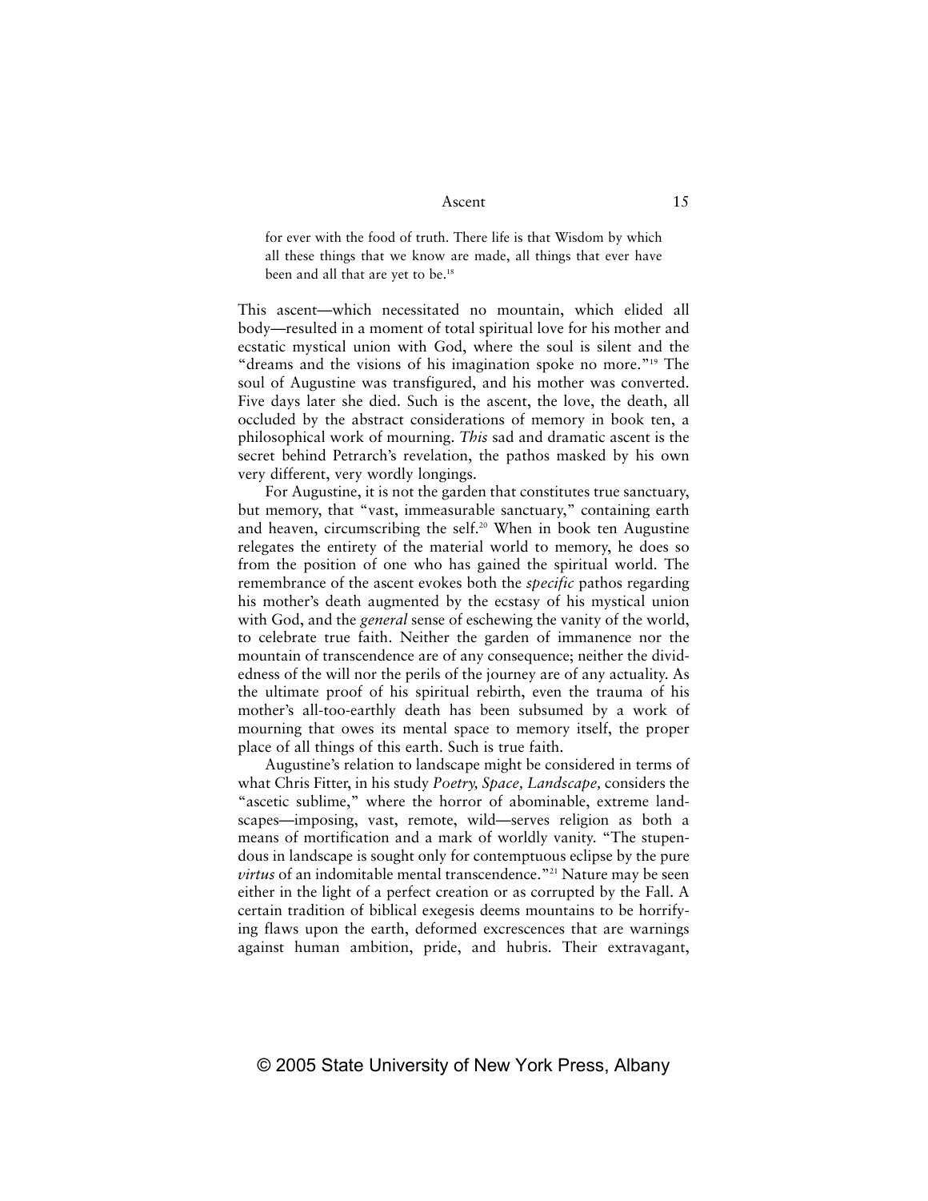> for ever with the food of truth. There life is that Wisdom by which all these things that we know are made, all things that ever have been and all that are yet to be.[18]

This ascent—which necessitated no mountain, which elided all body—resulted in a moment of total spiritual love for his mother and ecstatic mystical union with God, where the soul is silent and the "dreams and the visions of his imagination spoke no more."[19] The soul of Augustine was transfigured, and his mother was converted. Five days later she died. Such is the ascent, the love, the death, all occluded by the abstract considerations of memory in book ten, a philosophical work of mourning. *This* sad and dramatic ascent is the secret behind Petrarch's revelation, the pathos masked by his own very different, very wordly longings.

For Augustine, it is not the garden that constitutes true sanctuary, but memory, that "vast, immeasurable sanctuary," containing earth and heaven, circumscribing the self.[20] When in book ten Augustine relegates the entirety of the material world to memory, he does so from the position of one who has gained the spiritual world. The remembrance of the ascent evokes both the *specific* pathos regarding his mother's death augmented by the ecstasy of his mystical union with God, and the *general* sense of eschewing the vanity of the world, to celebrate true faith. Neither the garden of immanence nor the mountain of transcendence are of any consequence; neither the dividedness of the will nor the perils of the journey are of any actuality. As the ultimate proof of his spiritual rebirth, even the trauma of his mother's all-too-earthly death has been subsumed by a work of mourning that owes its mental space to memory itself, the proper place of all things of this earth. Such is true faith.

Augustine's relation to landscape might be considered in terms of what Chris Fitter, in his study *Poetry, Space, Landscape,* considers the "ascetic sublime," where the horror of abominable, extreme landscapes—imposing, vast, remote, wild—serves religion as both a means of mortification and a mark of worldly vanity. "The stupendous in landscape is sought only for contemptuous eclipse by the pure *virtus* of an indomitable mental transcendence."[21] Nature may be seen either in the light of a perfect creation or as corrupted by the Fall. A certain tradition of biblical exegesis deems mountains to be horrifying flaws upon the earth, deformed excrescences that are warnings against human ambition, pride, and hubris. Their extravagant,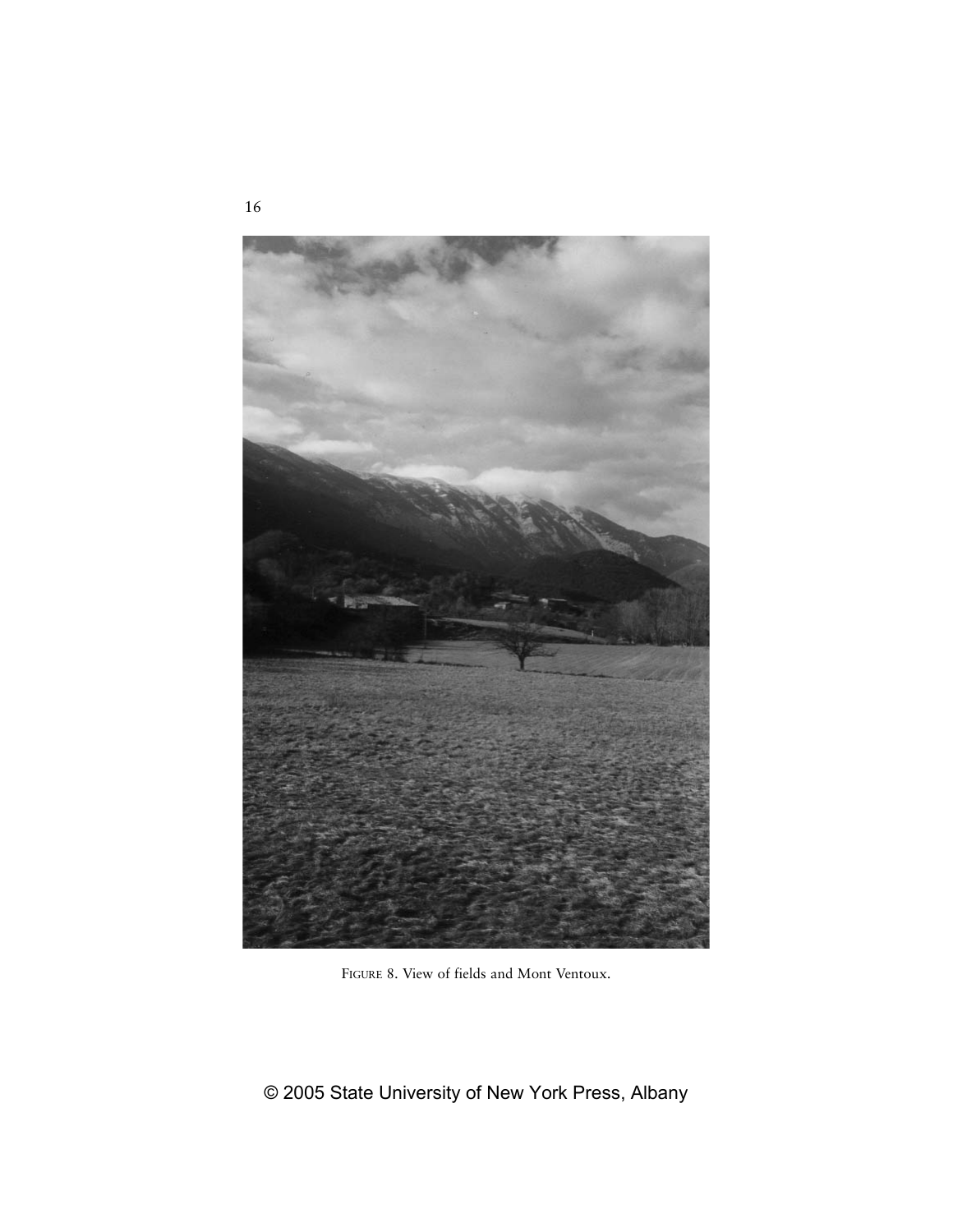FIGURE 8. View of fields and Mont Ventoux.

© 2005 State University of New York Press, Albany